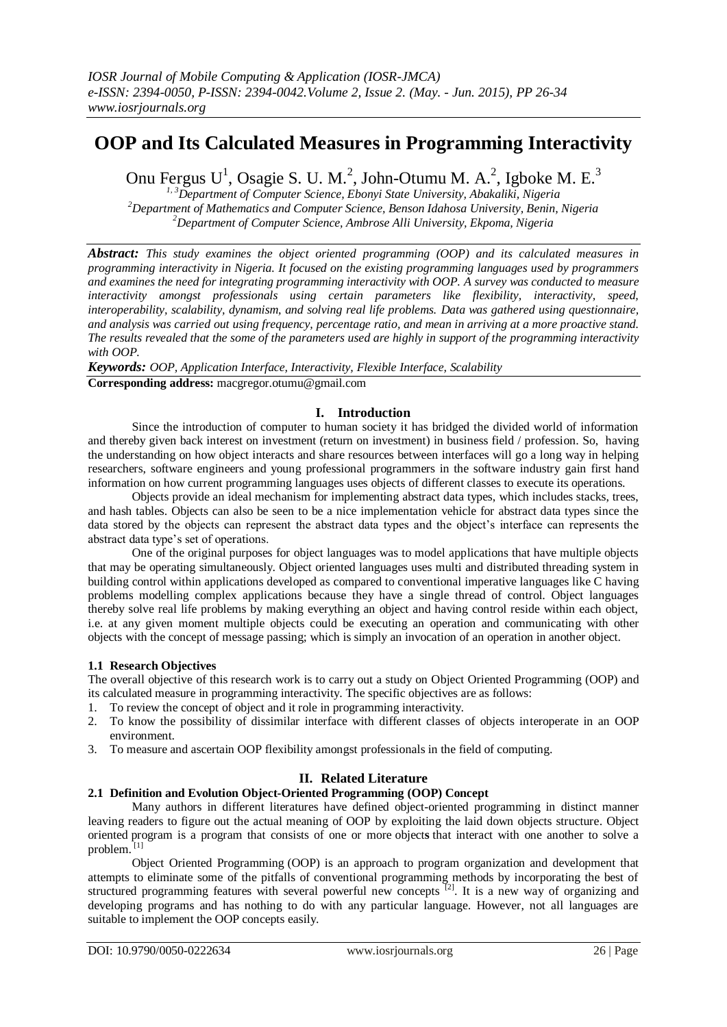# OOP and Its Calculated Measures in Programming Interactivity

Onu Fergus U[1], Osagie S. U. M.[2], John-Otumu M. A.[2], Igboke M. E.[3]

[1, 3]Department of Computer Science, Ebonyi State University, Abakaliki, Nigeria
[2]Department of Mathematics and Computer Science, Benson Idahosa University, Benin, Nigeria
[2]Department of Computer Science, Ambrose Alli University, Ekpoma, Nigeria

***Abstract:*** *This study examines the object oriented programming (OOP) and its calculated measures in programming interactivity in Nigeria. It focused on the existing programming languages used by programmers and examines the need for integrating programming interactivity with OOP. A survey was conducted to measure interactivity amongst professionals using certain parameters like flexibility, interactivity, speed, interoperability, scalability, dynamism, and solving real life problems. Data was gathered using questionnaire, and analysis was carried out using frequency, percentage ratio, and mean in arriving at a more proactive stand. The results revealed that the some of the parameters used are highly in support of the programming interactivity with OOP.*

***Keywords:*** *OOP, Application Interface, Interactivity, Flexible Interface, Scalability*

**Corresponding address:** macgregor.otumu@gmail.com

## I. Introduction

Since the introduction of computer to human society it has bridged the divided world of information and thereby given back interest on investment (return on investment) in business field / profession. So, having the understanding on how object interacts and share resources between interfaces will go a long way in helping researchers, software engineers and young professional programmers in the software industry gain first hand information on how current programming languages uses objects of different classes to execute its operations.

Objects provide an ideal mechanism for implementing abstract data types, which includes stacks, trees, and hash tables. Objects can also be seen to be a nice implementation vehicle for abstract data types since the data stored by the objects can represent the abstract data types and the object's interface can represents the abstract data type's set of operations.

One of the original purposes for object languages was to model applications that have multiple objects that may be operating simultaneously. Object oriented languages uses multi and distributed threading system in building control within applications developed as compared to conventional imperative languages like C having problems modelling complex applications because they have a single thread of control. Object languages thereby solve real life problems by making everything an object and having control reside within each object, i.e. at any given moment multiple objects could be executing an operation and communicating with other objects with the concept of message passing; which is simply an invocation of an operation in another object.

### 1.1 Research Objectives

The overall objective of this research work is to carry out a study on Object Oriented Programming (OOP) and its calculated measure in programming interactivity. The specific objectives are as follows:

1. To review the concept of object and it role in programming interactivity.
2. To know the possibility of dissimilar interface with different classes of objects interoperate in an OOP environment.
3. To measure and ascertain OOP flexibility amongst professionals in the field of computing.

## II. Related Literature

### 2.1 Definition and Evolution Object-Oriented Programming (OOP) Concept

Many authors in different literatures have defined object-oriented programming in distinct manner leaving readers to figure out the actual meaning of OOP by exploiting the laid down objects structure. Object oriented program is a program that consists of one or more objects that interact with one another to solve a problem. [1]

Object Oriented Programming (OOP) is an approach to program organization and development that attempts to eliminate some of the pitfalls of conventional programming methods by incorporating the best of structured programming features with several powerful new concepts [2]. It is a new way of organizing and developing programs and has nothing to do with any particular language. However, not all languages are suitable to implement the OOP concepts easily.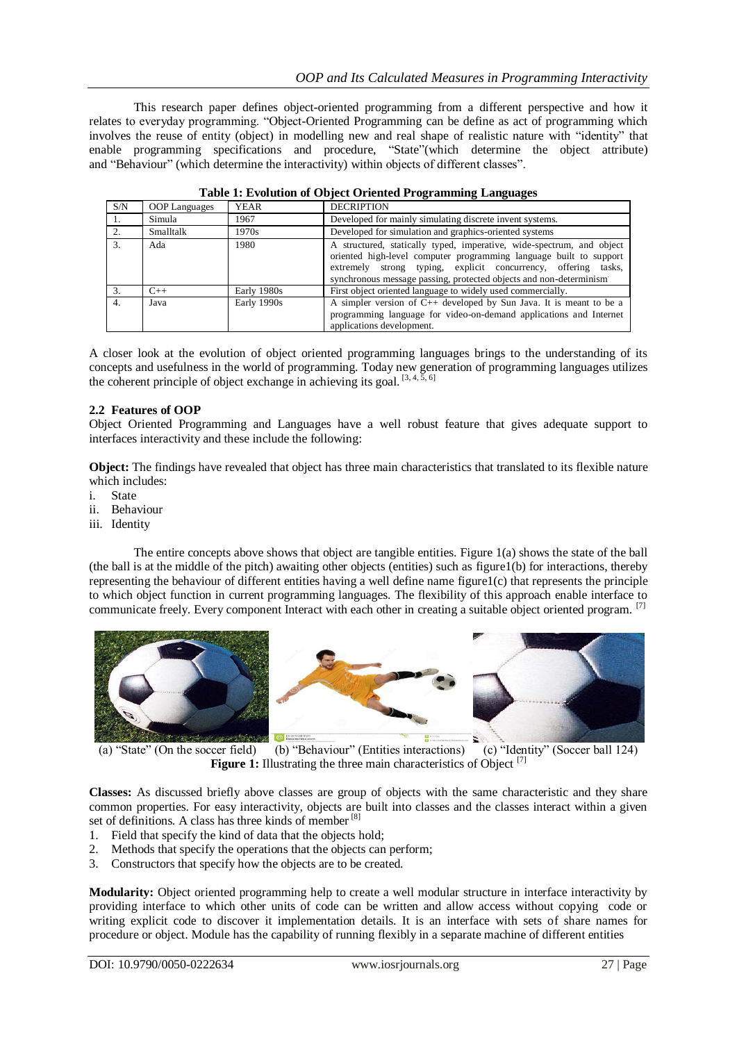This research paper defines object-oriented programming from a different perspective and how it relates to everyday programming. "Object-Oriented Programming can be define as act of programming which involves the reuse of entity (object) in modelling new and real shape of realistic nature with "identity" that enable programming specifications and procedure, "State"(which determine the object attribute) and "Behaviour" (which determine the interactivity) within objects of different classes".

**Table 1: Evolution of Object Oriented Programming Languages**

| S/N | OOP Languages | YEAR | DECRIPTION |
|---|---|---|---|
| 1. | Simula | 1967 | Developed for mainly simulating discrete invent systems. |
| 2. | Smalltalk | 1970s | Developed for simulation and graphics-oriented systems |
| 3. | Ada | 1980 | A structured, statically typed, imperative, wide-spectrum, and object oriented high-level computer programming language built to support extremely strong typing, explicit concurrency, offering tasks, synchronous message passing, protected objects and non-determinism |
| 3. | C++ | Early 1980s | First object oriented language to widely used commercially. |
| 4. | Java | Early 1990s | A simpler version of C++ developed by Sun Java. It is meant to be a programming language for video-on-demand applications and Internet applications development. |

A closer look at the evolution of object oriented programming languages brings to the understanding of its concepts and usefulness in the world of programming. Today new generation of programming languages utilizes the coherent principle of object exchange in achieving its goal. [3, 4, 5, 6]

### 2.2 Features of OOP

Object Oriented Programming and Languages have a well robust feature that gives adequate support to interfaces interactivity and these include the following:

**Object:** The findings have revealed that object has three main characteristics that translated to its flexible nature which includes:

i. State
ii. Behaviour
iii. Identity

The entire concepts above shows that object are tangible entities. Figure 1(a) shows the state of the ball (the ball is at the middle of the pitch) awaiting other objects (entities) such as figure1(b) for interactions, thereby representing the behaviour of different entities having a well define name figure1(c) that represents the principle to which object function in current programming languages. The flexibility of this approach enable interface to communicate freely. Every component Interact with each other in creating a suitable object oriented program. [7]

(a) "State" (On the soccer field) (b) "Behaviour" (Entities interactions) (c) "Identity" (Soccer ball 124)

**Figure 1:** Illustrating the three main characteristics of Object [7]

**Classes:** As discussed briefly above classes are group of objects with the same characteristic and they share common properties. For easy interactivity, objects are built into classes and the classes interact within a given set of definitions. A class has three kinds of member [8]

1. Field that specify the kind of data that the objects hold;
2. Methods that specify the operations that the objects can perform;
3. Constructors that specify how the objects are to be created.

**Modularity:** Object oriented programming help to create a well modular structure in interface interactivity by providing interface to which other units of code can be written and allow access without copying code or writing explicit code to discover it implementation details. It is an interface with sets of share names for procedure or object. Module has the capability of running flexibly in a separate machine of different entities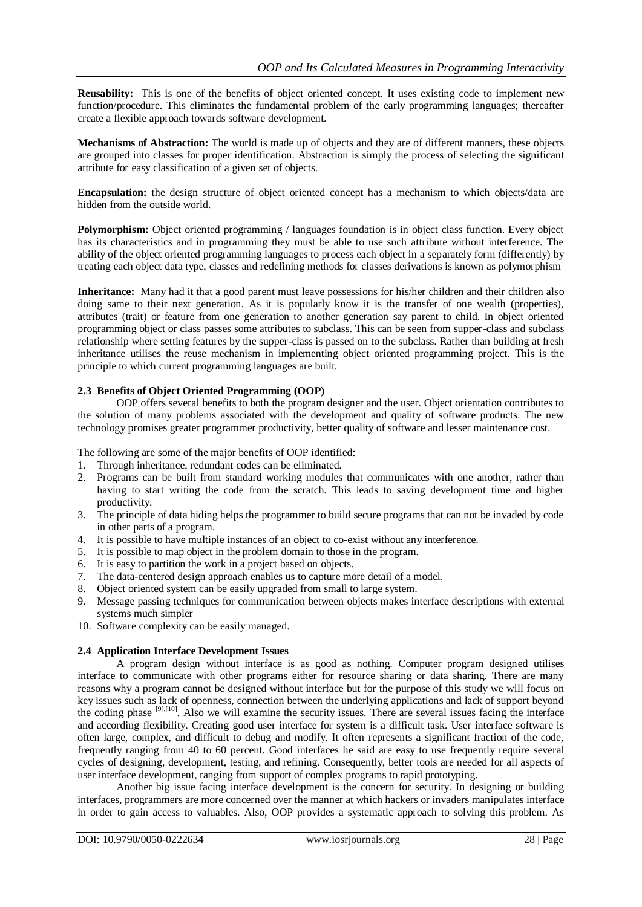**Reusability:** This is one of the benefits of object oriented concept. It uses existing code to implement new function/procedure. This eliminates the fundamental problem of the early programming languages; thereafter create a flexible approach towards software development.

**Mechanisms of Abstraction:** The world is made up of objects and they are of different manners, these objects are grouped into classes for proper identification. Abstraction is simply the process of selecting the significant attribute for easy classification of a given set of objects.

**Encapsulation:** the design structure of object oriented concept has a mechanism to which objects/data are hidden from the outside world.

**Polymorphism:** Object oriented programming / languages foundation is in object class function. Every object has its characteristics and in programming they must be able to use such attribute without interference. The ability of the object oriented programming languages to process each object in a separately form (differently) by treating each object data type, classes and redefining methods for classes derivations is known as polymorphism

**Inheritance:** Many had it that a good parent must leave possessions for his/her children and their children also doing same to their next generation. As it is popularly know it is the transfer of one wealth (properties), attributes (trait) or feature from one generation to another generation say parent to child. In object oriented programming object or class passes some attributes to subclass. This can be seen from supper-class and subclass relationship where setting features by the supper-class is passed on to the subclass. Rather than building at fresh inheritance utilises the reuse mechanism in implementing object oriented programming project. This is the principle to which current programming languages are built.

### 2.3 Benefits of Object Oriented Programming (OOP)

OOP offers several benefits to both the program designer and the user. Object orientation contributes to the solution of many problems associated with the development and quality of software products. The new technology promises greater programmer productivity, better quality of software and lesser maintenance cost.

The following are some of the major benefits of OOP identified:

1. Through inheritance, redundant codes can be eliminated.
2. Programs can be built from standard working modules that communicates with one another, rather than having to start writing the code from the scratch. This leads to saving development time and higher productivity.
3. The principle of data hiding helps the programmer to build secure programs that can not be invaded by code in other parts of a program.
4. It is possible to have multiple instances of an object to co-exist without any interference.
5. It is possible to map object in the problem domain to those in the program.
6. It is easy to partition the work in a project based on objects.
7. The data-centered design approach enables us to capture more detail of a model.
8. Object oriented system can be easily upgraded from small to large system.
9. Message passing techniques for communication between objects makes interface descriptions with external systems much simpler
10. Software complexity can be easily managed.

### 2.4 Application Interface Development Issues

A program design without interface is as good as nothing. Computer program designed utilises interface to communicate with other programs either for resource sharing or data sharing. There are many reasons why a program cannot be designed without interface but for the purpose of this study we will focus on key issues such as lack of openness, connection between the underlying applications and lack of support beyond the coding phase [9],[10]. Also we will examine the security issues. There are several issues facing the interface and according flexibility. Creating good user interface for system is a difficult task. User interface software is often large, complex, and difficult to debug and modify. It often represents a significant fraction of the code, frequently ranging from 40 to 60 percent. Good interfaces he said are easy to use frequently require several cycles of designing, development, testing, and refining. Consequently, better tools are needed for all aspects of user interface development, ranging from support of complex programs to rapid prototyping.

Another big issue facing interface development is the concern for security. In designing or building interfaces, programmers are more concerned over the manner at which hackers or invaders manipulates interface in order to gain access to valuables. Also, OOP provides a systematic approach to solving this problem. As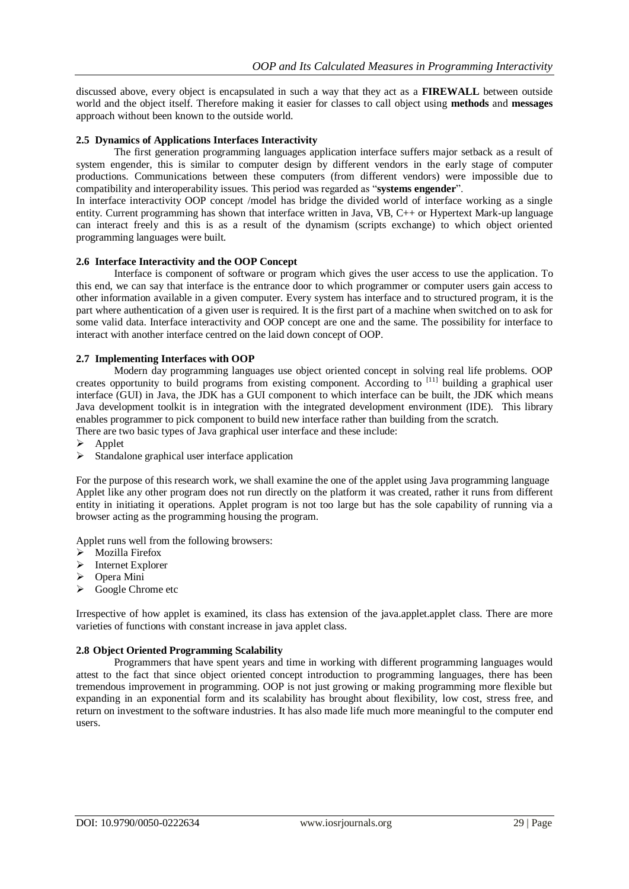discussed above, every object is encapsulated in such a way that they act as a **FIREWALL** between outside world and the object itself. Therefore making it easier for classes to call object using **methods** and **messages** approach without been known to the outside world.

### 2.5 Dynamics of Applications Interfaces Interactivity

The first generation programming languages application interface suffers major setback as a result of system engender, this is similar to computer design by different vendors in the early stage of computer productions. Communications between these computers (from different vendors) were impossible due to compatibility and interoperability issues. This period was regarded as "**systems engender**".

In interface interactivity OOP concept /model has bridge the divided world of interface working as a single entity. Current programming has shown that interface written in Java, VB, C++ or Hypertext Mark-up language can interact freely and this is as a result of the dynamism (scripts exchange) to which object oriented programming languages were built.

### 2.6 Interface Interactivity and the OOP Concept

Interface is component of software or program which gives the user access to use the application. To this end, we can say that interface is the entrance door to which programmer or computer users gain access to other information available in a given computer. Every system has interface and to structured program, it is the part where authentication of a given user is required. It is the first part of a machine when switched on to ask for some valid data. Interface interactivity and OOP concept are one and the same. The possibility for interface to interact with another interface centred on the laid down concept of OOP.

### 2.7 Implementing Interfaces with OOP

Modern day programming languages use object oriented concept in solving real life problems. OOP creates opportunity to build programs from existing component. According to [11] building a graphical user interface (GUI) in Java, the JDK has a GUI component to which interface can be built, the JDK which means Java development toolkit is in integration with the integrated development environment (IDE). This library enables programmer to pick component to build new interface rather than building from the scratch.

There are two basic types of Java graphical user interface and these include:

- Applet
- Standalone graphical user interface application

For the purpose of this research work, we shall examine the one of the applet using Java programming language Applet like any other program does not run directly on the platform it was created, rather it runs from different entity in initiating it operations. Applet program is not too large but has the sole capability of running via a browser acting as the programming housing the program.

Applet runs well from the following browsers:

- Mozilla Firefox
- Internet Explorer
- Opera Mini
- Google Chrome etc

Irrespective of how applet is examined, its class has extension of the java.applet.applet class. There are more varieties of functions with constant increase in java applet class.

### 2.8 Object Oriented Programming Scalability

Programmers that have spent years and time in working with different programming languages would attest to the fact that since object oriented concept introduction to programming languages, there has been tremendous improvement in programming. OOP is not just growing or making programming more flexible but expanding in an exponential form and its scalability has brought about flexibility, low cost, stress free, and return on investment to the software industries. It has also made life much more meaningful to the computer end users.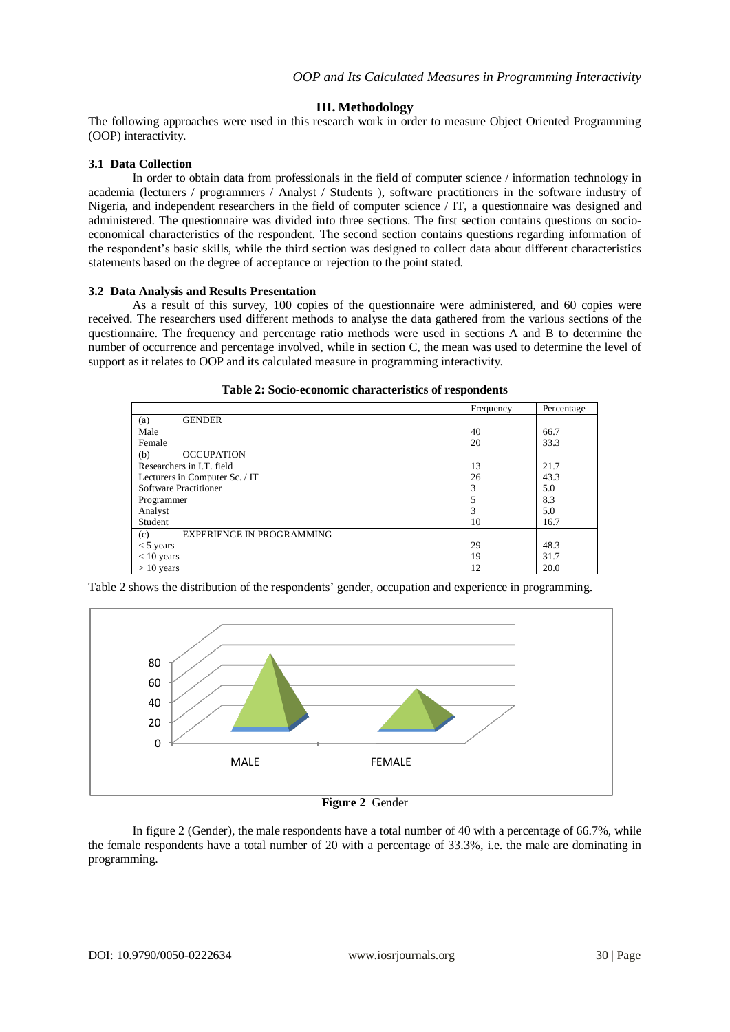## III. Methodology

The following approaches were used in this research work in order to measure Object Oriented Programming (OOP) interactivity.

### 3.1 Data Collection

In order to obtain data from professionals in the field of computer science / information technology in academia (lecturers / programmers / Analyst / Students ), software practitioners in the software industry of Nigeria, and independent researchers in the field of computer science / IT, a questionnaire was designed and administered. The questionnaire was divided into three sections. The first section contains questions on socio-economical characteristics of the respondent. The second section contains questions regarding information of the respondent's basic skills, while the third section was designed to collect data about different characteristics statements based on the degree of acceptance or rejection to the point stated.

### 3.2 Data Analysis and Results Presentation

As a result of this survey, 100 copies of the questionnaire were administered, and 60 copies were received. The researchers used different methods to analyse the data gathered from the various sections of the questionnaire. The frequency and percentage ratio methods were used in sections A and B to determine the number of occurrence and percentage involved, while in section C, the mean was used to determine the level of support as it relates to OOP and its calculated measure in programming interactivity.

**Table 2: Socio-economic characteristics of respondents**

| | Frequency | Percentage |
|---|---|---|
| (a) GENDER | | |
| Male | 40 | 66.7 |
| Female | 20 | 33.3 |
| (b) OCCUPATION | | |
| Researchers in I.T. field | 13 | 21.7 |
| Lecturers in Computer Sc. / IT | 26 | 43.3 |
| Software Practitioner | 3 | 5.0 |
| Programmer | 5 | 8.3 |
| Analyst | 3 | 5.0 |
| Student | 10 | 16.7 |
| (c) EXPERIENCE IN PROGRAMMING | | |
| < 5 years | 29 | 48.3 |
| < 10 years | 19 | 31.7 |
| > 10 years | 12 | 20.0 |

Table 2 shows the distribution of the respondents' gender, occupation and experience in programming.

**Figure 2** Gender

In figure 2 (Gender), the male respondents have a total number of 40 with a percentage of 66.7%, while the female respondents have a total number of 20 with a percentage of 33.3%, i.e. the male are dominating in programming.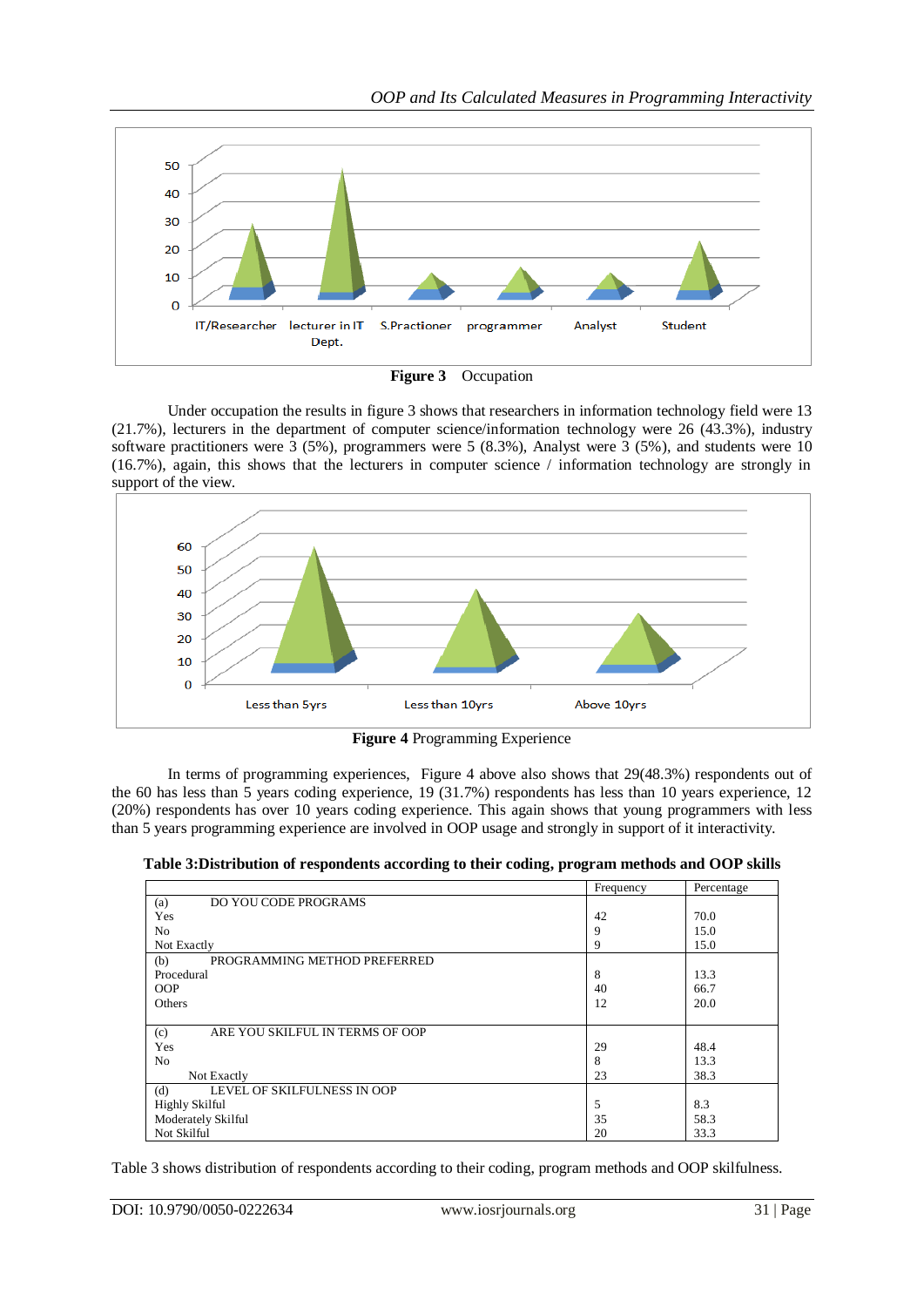**Figure 3** Occupation

Under occupation the results in figure 3 shows that researchers in information technology field were 13 (21.7%), lecturers in the department of computer science/information technology were 26 (43.3%), industry software practitioners were 3 (5%), programmers were 5 (8.3%), Analyst were 3 (5%), and students were 10 (16.7%), again, this shows that the lecturers in computer science / information technology are strongly in support of the view.

**Figure 4** Programming Experience

In terms of programming experiences, Figure 4 above also shows that 29(48.3%) respondents out of the 60 has less than 5 years coding experience, 19 (31.7%) respondents has less than 10 years experience, 12 (20%) respondents has over 10 years coding experience. This again shows that young programmers with less than 5 years programming experience are involved in OOP usage and strongly in support of it interactivity.

**Table 3:Distribution of respondents according to their coding, program methods and OOP skills**

| | Frequency | Percentage |
|---|---|---|
| (a) DO YOU CODE PROGRAMS | | |
| Yes | 42 | 70.0 |
| No | 9 | 15.0 |
| Not Exactly | 9 | 15.0 |
| (b) PROGRAMMING METHOD PREFERRED | | |
| Procedural | 8 | 13.3 |
| OOP | 40 | 66.7 |
| Others | 12 | 20.0 |
| (c) ARE YOU SKILFUL IN TERMS OF OOP | | |
| Yes | 29 | 48.4 |
| No | 8 | 13.3 |
| Not Exactly | 23 | 38.3 |
| (d) LEVEL OF SKILFULNESS IN OOP | | |
| Highly Skilful | 5 | 8.3 |
| Moderately Skilful | 35 | 58.3 |
| Not Skilful | 20 | 33.3 |

Table 3 shows distribution of respondents according to their coding, program methods and OOP skilfulness.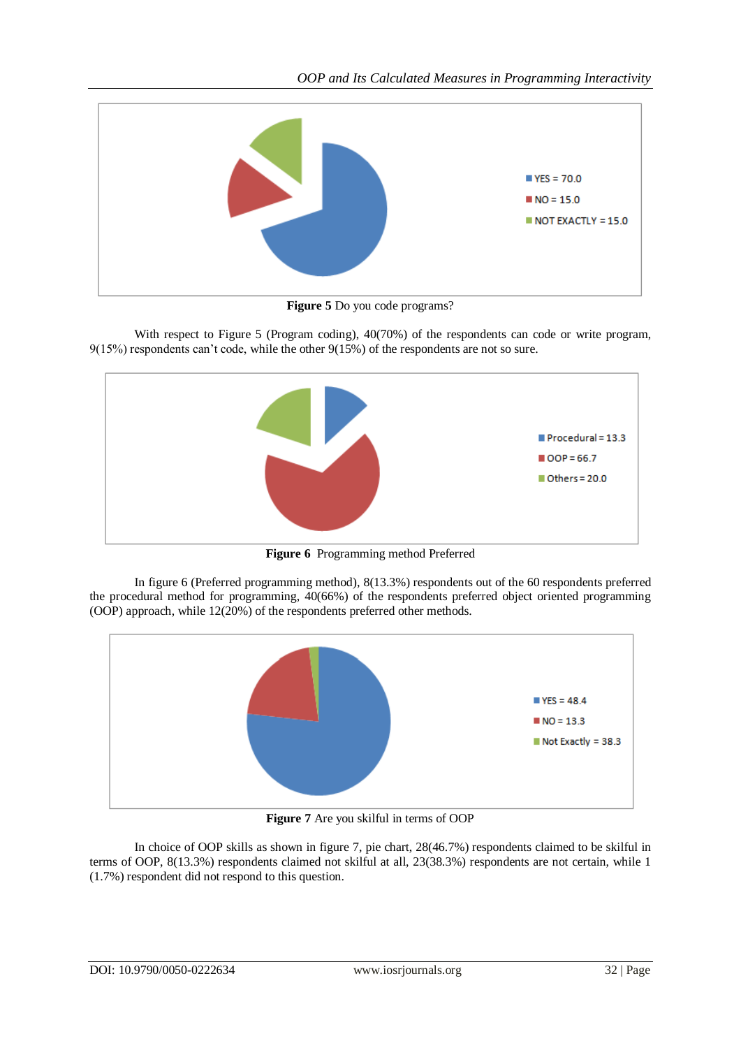**Figure 5** Do you code programs?

With respect to Figure 5 (Program coding), 40(70%) of the respondents can code or write program, 9(15%) respondents can't code, while the other 9(15%) of the respondents are not so sure.

**Figure 6** Programming method Preferred

In figure 6 (Preferred programming method), 8(13.3%) respondents out of the 60 respondents preferred the procedural method for programming, 40(66%) of the respondents preferred object oriented programming (OOP) approach, while 12(20%) of the respondents preferred other methods.

**Figure 7** Are you skilful in terms of OOP

In choice of OOP skills as shown in figure 7, pie chart, 28(46.7%) respondents claimed to be skilful in terms of OOP, 8(13.3%) respondents claimed not skilful at all, 23(38.3%) respondents are not certain, while 1 (1.7%) respondent did not respond to this question.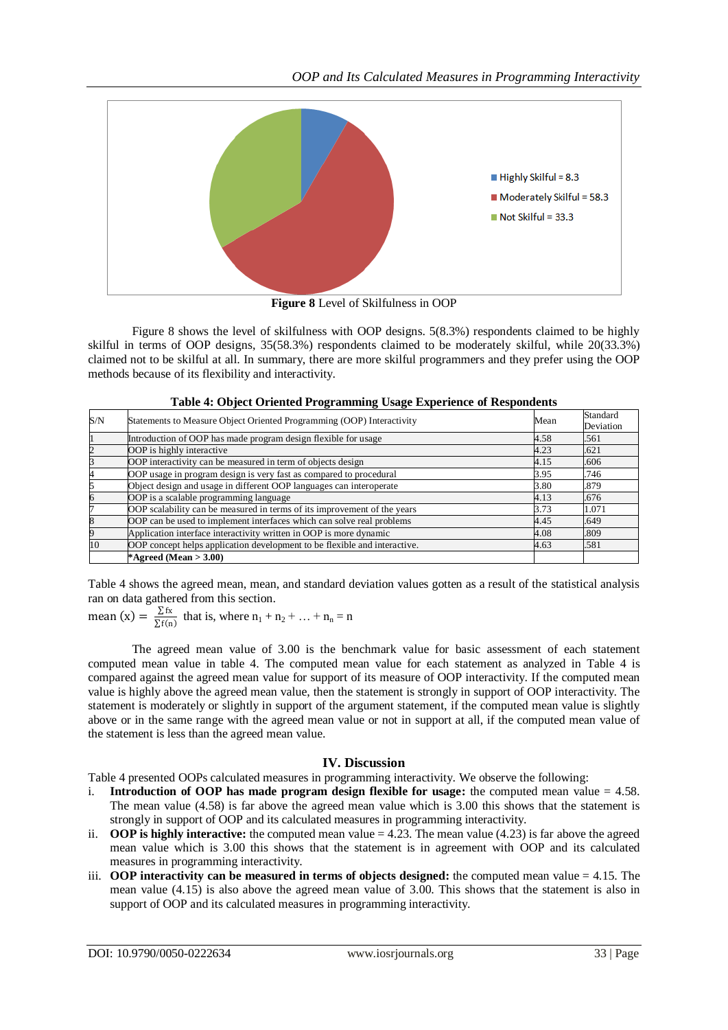Highly Skilful = 8.3

Moderately Skilful = 58.3

Not Skilful = 33.3

**Figure 8** Level of Skilfulness in OOP

Figure 8 shows the level of skilfulness with OOP designs. 5(8.3%) respondents claimed to be highly skilful in terms of OOP designs, 35(58.3%) respondents claimed to be moderately skilful, while 20(33.3%) claimed not to be skilful at all. In summary, there are more skilful programmers and they prefer using the OOP methods because of its flexibility and interactivity.

**Table 4: Object Oriented Programming Usage Experience of Respondents**

| S/N | Statements to Measure Object Oriented Programming (OOP) Interactivity | Mean | Standard Deviation |
|---|---|---|---|
| 1 | Introduction of OOP has made program design flexible for usage | 4.58 | .561 |
| 2 | OOP is highly interactive | 4.23 | .621 |
| 3 | OOP interactivity can be measured in term of objects design | 4.15 | .606 |
| 4 | OOP usage in program design is very fast as compared to procedural | 3.95 | .746 |
| 5 | Object design and usage in different OOP languages can interoperate | 3.80 | .879 |
| 6 | OOP is a scalable programming language | 4.13 | .676 |
| 7 | OOP scalability can be measured in terms of its improvement of the years | 3.73 | 1.071 |
| 8 | OOP can be used to implement interfaces which can solve real problems | 4.45 | .649 |
| 9 | Application interface interactivity written in OOP is more dynamic | 4.08 | .809 |
| 10 | OOP concept helps application development to be flexible and interactive. | 4.63 | .581 |
| | ***Agreed (Mean > 3.00)** | | |

Table 4 shows the agreed mean, mean, and standard deviation values gotten as a result of the statistical analysis ran on data gathered from this section.

mean (x) = $\frac{\sum fx}{\sum f(n)}$ that is, where $n_1 + n_2 + \ldots + n_n = n$

The agreed mean value of 3.00 is the benchmark value for basic assessment of each statement computed mean value in table 4. The computed mean value for each statement as analyzed in Table 4 is compared against the agreed mean value for support of its measure of OOP interactivity. If the computed mean value is highly above the agreed mean value, then the statement is strongly in support of OOP interactivity. The statement is moderately or slightly in support of the argument statement, if the computed mean value is slightly above or in the same range with the agreed mean value or not in support at all, if the computed mean value of the statement is less than the agreed mean value.

## IV. Discussion

Table 4 presented OOPs calculated measures in programming interactivity. We observe the following:

i. **Introduction of OOP has made program design flexible for usage:** the computed mean value = 4.58. The mean value (4.58) is far above the agreed mean value which is 3.00 this shows that the statement is strongly in support of OOP and its calculated measures in programming interactivity.

ii. **OOP is highly interactive:** the computed mean value = 4.23. The mean value (4.23) is far above the agreed mean value which is 3.00 this shows that the statement is in agreement with OOP and its calculated measures in programming interactivity.

iii. **OOP interactivity can be measured in terms of objects designed:** the computed mean value = 4.15. The mean value (4.15) is also above the agreed mean value of 3.00. This shows that the statement is also in support of OOP and its calculated measures in programming interactivity.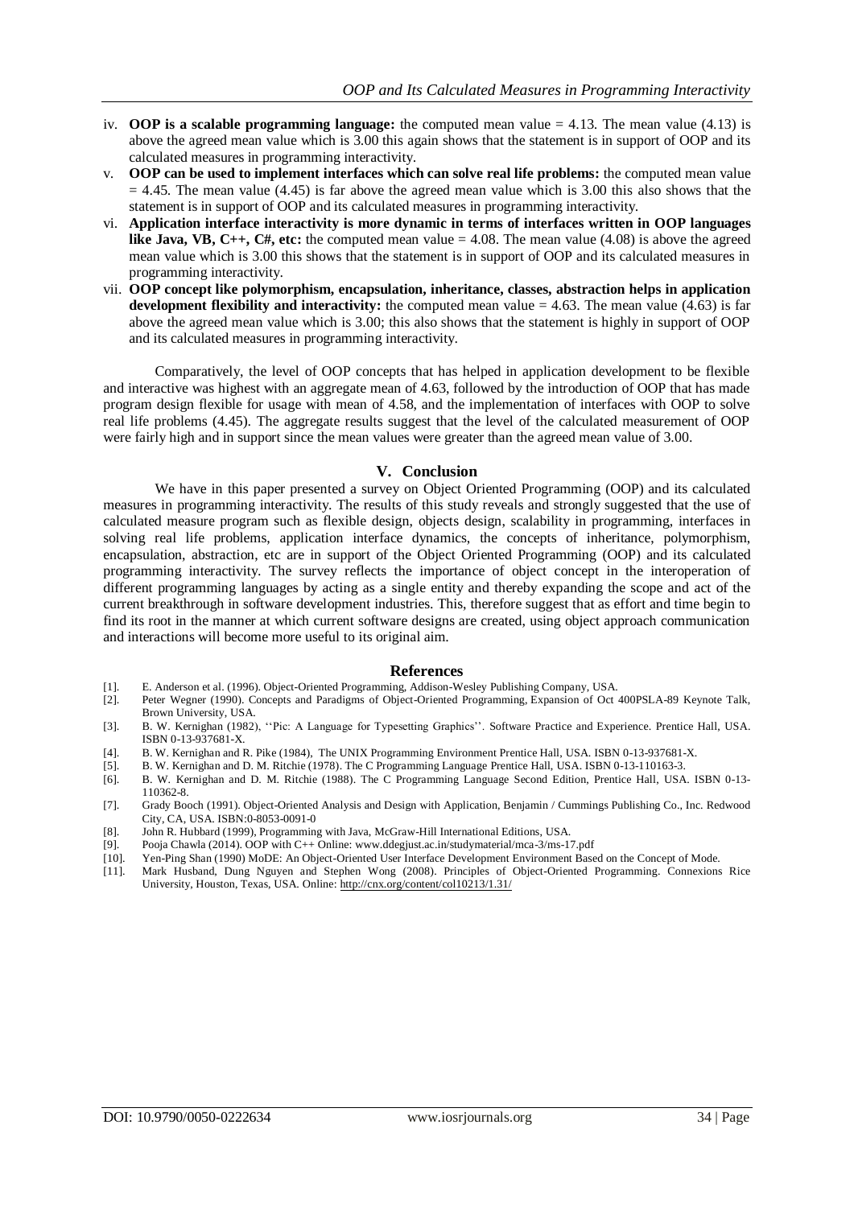iv. **OOP is a scalable programming language:** the computed mean value = 4.13. The mean value (4.13) is above the agreed mean value which is 3.00 this again shows that the statement is in support of OOP and its calculated measures in programming interactivity.

v. **OOP can be used to implement interfaces which can solve real life problems:** the computed mean value = 4.45. The mean value (4.45) is far above the agreed mean value which is 3.00 this also shows that the statement is in support of OOP and its calculated measures in programming interactivity.

vi. **Application interface interactivity is more dynamic in terms of interfaces written in OOP languages like Java, VB, C++, C#, etc:** the computed mean value = 4.08. The mean value (4.08) is above the agreed mean value which is 3.00 this shows that the statement is in support of OOP and its calculated measures in programming interactivity.

vii. **OOP concept like polymorphism, encapsulation, inheritance, classes, abstraction helps in application development flexibility and interactivity:** the computed mean value = 4.63. The mean value (4.63) is far above the agreed mean value which is 3.00; this also shows that the statement is highly in support of OOP and its calculated measures in programming interactivity.

Comparatively, the level of OOP concepts that has helped in application development to be flexible and interactive was highest with an aggregate mean of 4.63, followed by the introduction of OOP that has made program design flexible for usage with mean of 4.58, and the implementation of interfaces with OOP to solve real life problems (4.45). The aggregate results suggest that the level of the calculated measurement of OOP were fairly high and in support since the mean values were greater than the agreed mean value of 3.00.

## V. Conclusion

We have in this paper presented a survey on Object Oriented Programming (OOP) and its calculated measures in programming interactivity. The results of this study reveals and strongly suggested that the use of calculated measure program such as flexible design, objects design, scalability in programming, interfaces in solving real life problems, application interface dynamics, the concepts of inheritance, polymorphism, encapsulation, abstraction, etc are in support of the Object Oriented Programming (OOP) and its calculated programming interactivity. The survey reflects the importance of object concept in the interoperation of different programming languages by acting as a single entity and thereby expanding the scope and act of the current breakthrough in software development industries. This, therefore suggest that as effort and time begin to find its root in the manner at which current software designs are created, using object approach communication and interactions will become more useful to its original aim.

## References

[1]. E. Anderson et al. (1996). Object-Oriented Programming, Addison-Wesley Publishing Company, USA.

[2]. Peter Wegner (1990). Concepts and Paradigms of Object-Oriented Programming, Expansion of Oct 400PSLA-89 Keynote Talk, Brown University, USA.

[3]. B. W. Kernighan (1982), ''Pic: A Language for Typesetting Graphics''. Software Practice and Experience. Prentice Hall, USA. ISBN 0-13-937681-X.

[4]. B. W. Kernighan and R. Pike (1984), The UNIX Programming Environment Prentice Hall, USA. ISBN 0-13-937681-X.

[5]. B. W. Kernighan and D. M. Ritchie (1978). The C Programming Language Prentice Hall, USA. ISBN 0-13-110163-3.

[6]. B. W. Kernighan and D. M. Ritchie (1988). The C Programming Language Second Edition, Prentice Hall, USA. ISBN 0-13-110362-8.

[7]. Grady Booch (1991). Object-Oriented Analysis and Design with Application, Benjamin / Cummings Publishing Co., Inc. Redwood City, CA, USA. ISBN:0-8053-0091-0

[8]. John R. Hubbard (1999), Programming with Java, McGraw-Hill International Editions, USA.

[9]. Pooja Chawla (2014). OOP with C++ Online: www.ddegjust.ac.in/studymaterial/mca-3/ms-17.pdf

[10]. Yen-Ping Shan (1990) MoDE: An Object-Oriented User Interface Development Environment Based on the Concept of Mode.

[11]. Mark Husband, Dung Nguyen and Stephen Wong (2008). Principles of Object-Oriented Programming. Connexions Rice University, Houston, Texas, USA. Online: http://cnx.org/content/col10213/1.31/